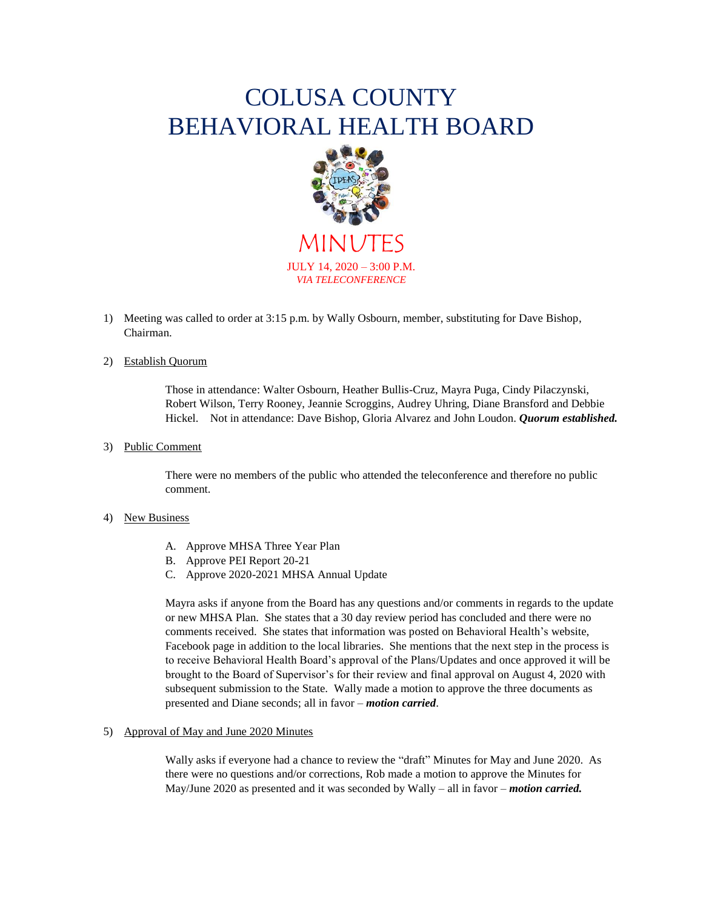# COLUSA COUNTY BEHAVIORAL HEALTH BOARD

## MINUTES

JULY 14, 2020 – 3:00 P.M.
*VIA TELECONFERENCE*

1) Meeting was called to order at 3:15 p.m. by Wally Osbourn, member, substituting for Dave Bishop, Chairman.

2) Establish Quorum

   Those in attendance: Walter Osbourn, Heather Bullis-Cruz, Mayra Puga, Cindy Pilaczynski, Robert Wilson, Terry Rooney, Jeannie Scroggins, Audrey Uhring, Diane Bransford and Debbie Hickel. Not in attendance: Dave Bishop, Gloria Alvarez and John Loudon. ***Quorum established.***

3) Public Comment

   There were no members of the public who attended the teleconference and therefore no public comment.

4) New Business

   A. Approve MHSA Three Year Plan
   B. Approve PEI Report 20-21
   C. Approve 2020-2021 MHSA Annual Update

   Mayra asks if anyone from the Board has any questions and/or comments in regards to the update or new MHSA Plan. She states that a 30 day review period has concluded and there were no comments received. She states that information was posted on Behavioral Health's website, Facebook page in addition to the local libraries. She mentions that the next step in the process is to receive Behavioral Health Board's approval of the Plans/Updates and once approved it will be brought to the Board of Supervisor's for their review and final approval on August 4, 2020 with subsequent submission to the State. Wally made a motion to approve the three documents as presented and Diane seconds; all in favor – ***motion carried***.

5) Approval of May and June 2020 Minutes

   Wally asks if everyone had a chance to review the "draft" Minutes for May and June 2020. As there were no questions and/or corrections, Rob made a motion to approve the Minutes for May/June 2020 as presented and it was seconded by Wally – all in favor – ***motion carried.***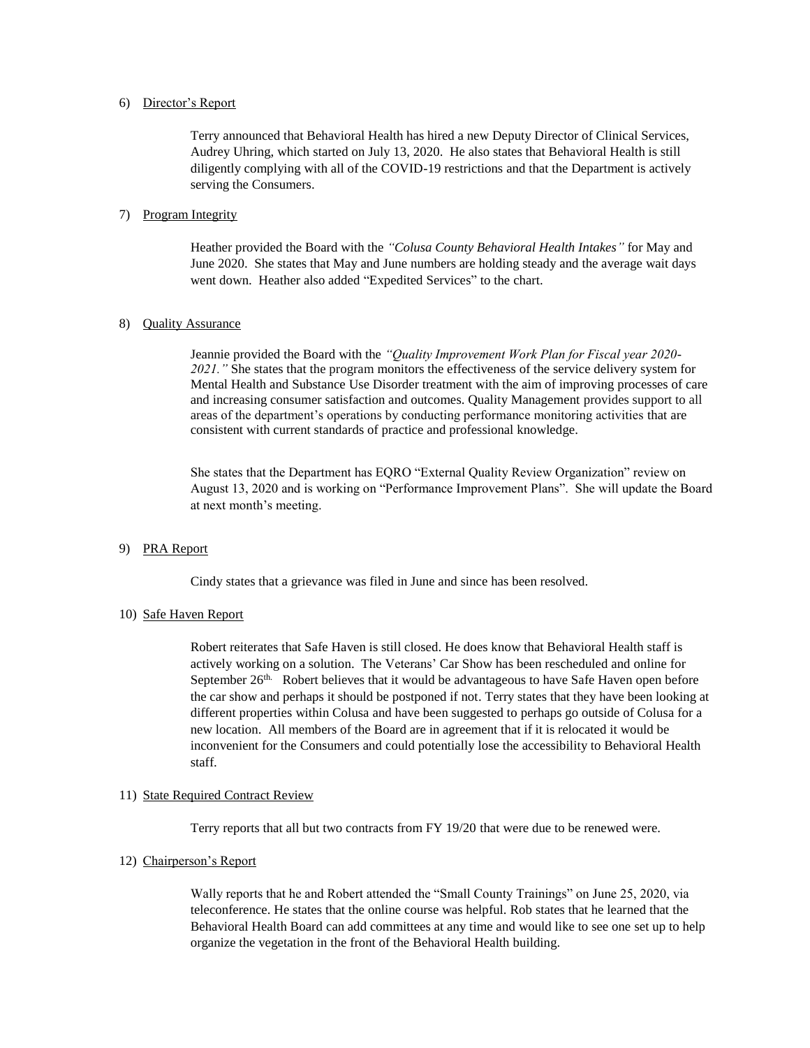6) Director's Report

Terry announced that Behavioral Health has hired a new Deputy Director of Clinical Services, Audrey Uhring, which started on July 13, 2020. He also states that Behavioral Health is still diligently complying with all of the COVID-19 restrictions and that the Department is actively serving the Consumers.

7) Program Integrity

Heather provided the Board with the *"Colusa County Behavioral Health Intakes"* for May and June 2020. She states that May and June numbers are holding steady and the average wait days went down. Heather also added "Expedited Services" to the chart.

8) Quality Assurance

Jeannie provided the Board with the *"Quality Improvement Work Plan for Fiscal year 2020-2021."* She states that the program monitors the effectiveness of the service delivery system for Mental Health and Substance Use Disorder treatment with the aim of improving processes of care and increasing consumer satisfaction and outcomes. Quality Management provides support to all areas of the department's operations by conducting performance monitoring activities that are consistent with current standards of practice and professional knowledge.

She states that the Department has EQRO "External Quality Review Organization" review on August 13, 2020 and is working on "Performance Improvement Plans". She will update the Board at next month's meeting.

9) PRA Report

Cindy states that a grievance was filed in June and since has been resolved.

10) Safe Haven Report

Robert reiterates that Safe Haven is still closed. He does know that Behavioral Health staff is actively working on a solution. The Veterans' Car Show has been rescheduled and online for September 26th. Robert believes that it would be advantageous to have Safe Haven open before the car show and perhaps it should be postponed if not. Terry states that they have been looking at different properties within Colusa and have been suggested to perhaps go outside of Colusa for a new location. All members of the Board are in agreement that if it is relocated it would be inconvenient for the Consumers and could potentially lose the accessibility to Behavioral Health staff.

11) State Required Contract Review

Terry reports that all but two contracts from FY 19/20 that were due to be renewed were.

12) Chairperson's Report

Wally reports that he and Robert attended the "Small County Trainings" on June 25, 2020, via teleconference. He states that the online course was helpful. Rob states that he learned that the Behavioral Health Board can add committees at any time and would like to see one set up to help organize the vegetation in the front of the Behavioral Health building.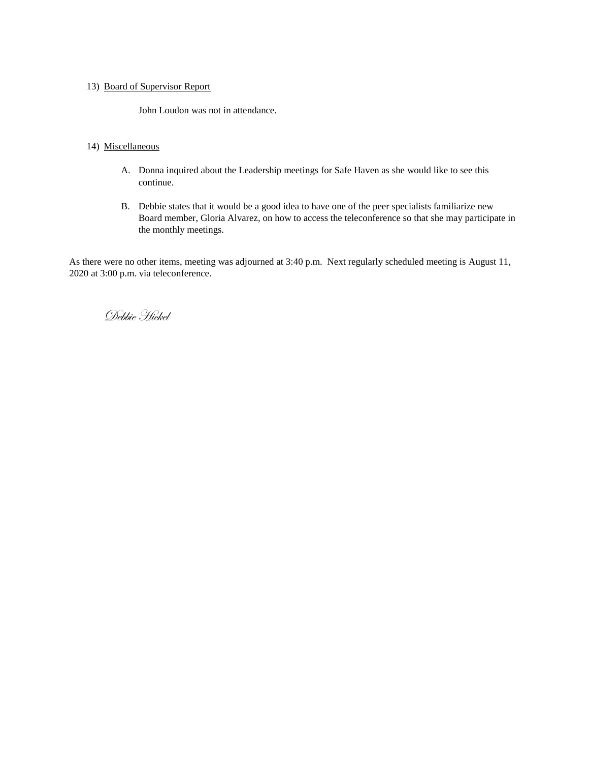13) Board of Supervisor Report

John Loudon was not in attendance.

14) Miscellaneous

A. Donna inquired about the Leadership meetings for Safe Haven as she would like to see this continue.

B. Debbie states that it would be a good idea to have one of the peer specialists familiarize new Board member, Gloria Alvarez, on how to access the teleconference so that she may participate in the monthly meetings.

As there were no other items, meeting was adjourned at 3:40 p.m. Next regularly scheduled meeting is August 11, 2020 at 3:00 p.m. via teleconference.

*Debbie Hickel*